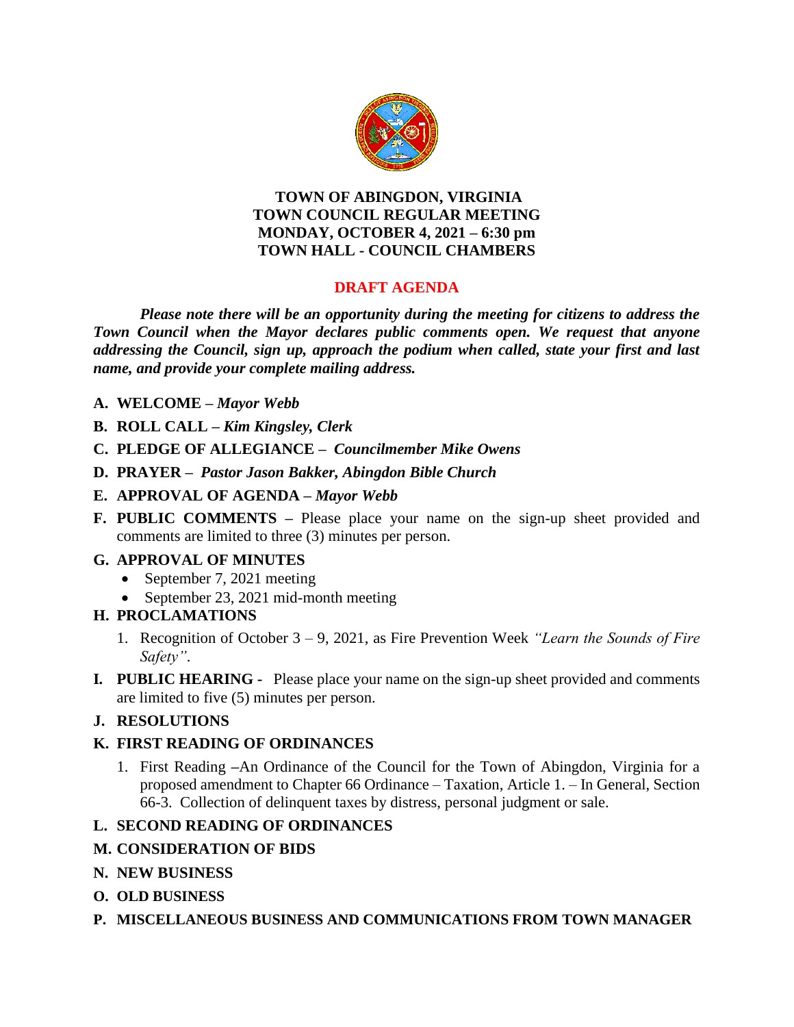# TOWN OF ABINGDON, VIRGINIA
# TOWN COUNCIL REGULAR MEETING
# MONDAY, OCTOBER 4, 2021 – 6:30 pm
# TOWN HALL - COUNCIL CHAMBERS

## DRAFT AGENDA

***Please note there will be an opportunity during the meeting for citizens to address the Town Council when the Mayor declares public comments open. We request that anyone addressing the Council, sign up, approach the podium when called, state your first and last name, and provide your complete mailing address.***

**A. WELCOME –** ***Mayor Webb***

**B. ROLL CALL –** ***Kim Kingsley, Clerk***

**C. PLEDGE OF ALLEGIANCE –** ***Councilmember Mike Owens***

**D. PRAYER –** ***Pastor Jason Bakker, Abingdon Bible Church***

**E. APPROVAL OF AGENDA –** ***Mayor Webb***

**F. PUBLIC COMMENTS –** Please place your name on the sign-up sheet provided and comments are limited to three (3) minutes per person.

**G. APPROVAL OF MINUTES**

- September 7, 2021 meeting
- September 23, 2021 mid-month meeting

**H. PROCLAMATIONS**

1. Recognition of October 3 – 9, 2021, as Fire Prevention Week *"Learn the Sounds of Fire Safety"*.

**I. PUBLIC HEARING -** Please place your name on the sign-up sheet provided and comments are limited to five (5) minutes per person.

**J. RESOLUTIONS**

**K. FIRST READING OF ORDINANCES**

1. First Reading –An Ordinance of the Council for the Town of Abingdon, Virginia for a proposed amendment to Chapter 66 Ordinance – Taxation, Article 1. – In General, Section 66-3. Collection of delinquent taxes by distress, personal judgment or sale.

**L. SECOND READING OF ORDINANCES**

**M. CONSIDERATION OF BIDS**

**N. NEW BUSINESS**

**O. OLD BUSINESS**

**P. MISCELLANEOUS BUSINESS AND COMMUNICATIONS FROM TOWN MANAGER**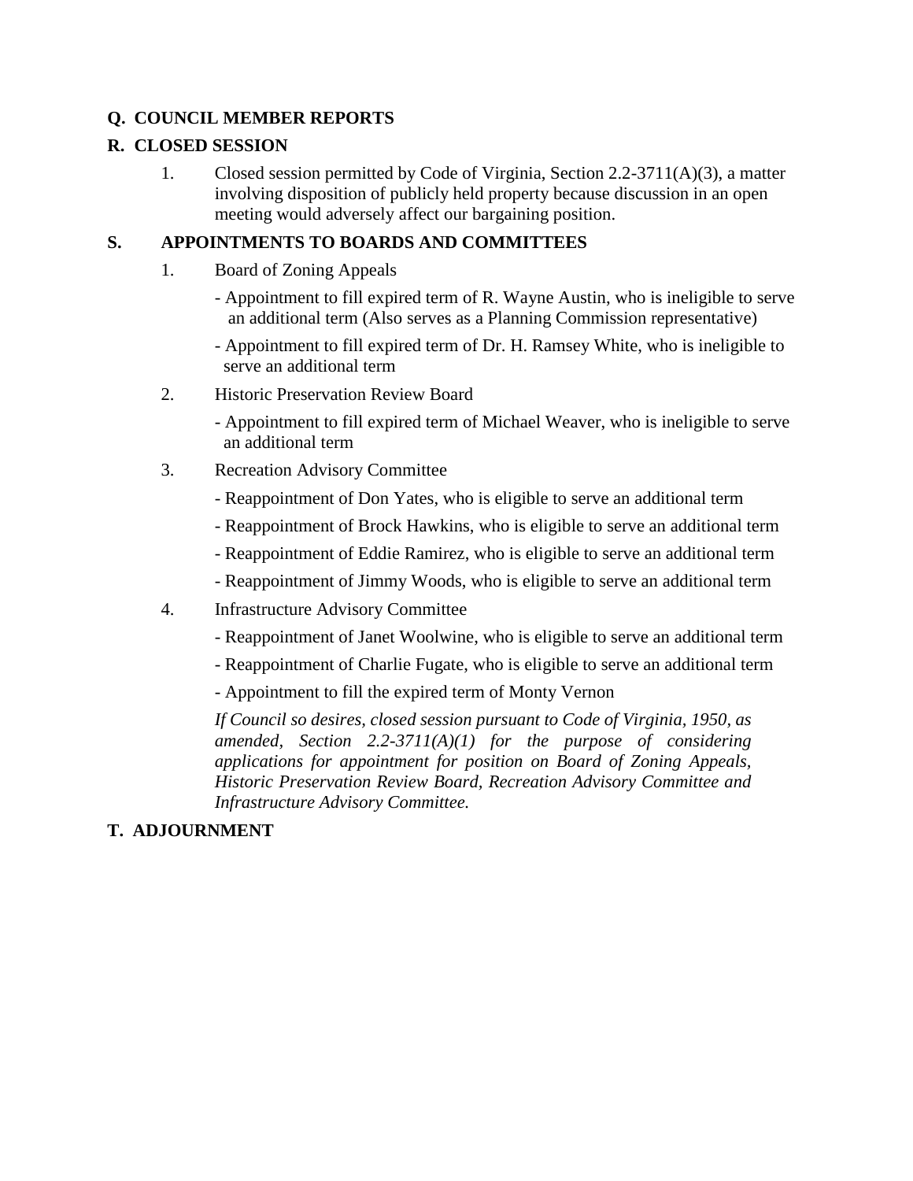## Q. COUNCIL MEMBER REPORTS

## R. CLOSED SESSION

1. Closed session permitted by Code of Virginia, Section 2.2-3711(A)(3), a matter involving disposition of publicly held property because discussion in an open meeting would adversely affect our bargaining position.

## S. APPOINTMENTS TO BOARDS AND COMMITTEES

1. Board of Zoning Appeals
   - Appointment to fill expired term of R. Wayne Austin, who is ineligible to serve an additional term (Also serves as a Planning Commission representative)
   - Appointment to fill expired term of Dr. H. Ramsey White, who is ineligible to serve an additional term
2. Historic Preservation Review Board
   - Appointment to fill expired term of Michael Weaver, who is ineligible to serve an additional term
3. Recreation Advisory Committee
   - Reappointment of Don Yates, who is eligible to serve an additional term
   - Reappointment of Brock Hawkins, who is eligible to serve an additional term
   - Reappointment of Eddie Ramirez, who is eligible to serve an additional term
   - Reappointment of Jimmy Woods, who is eligible to serve an additional term
4. Infrastructure Advisory Committee
   - Reappointment of Janet Woolwine, who is eligible to serve an additional term
   - Reappointment of Charlie Fugate, who is eligible to serve an additional term
   - Appointment to fill the expired term of Monty Vernon

   *If Council so desires, closed session pursuant to Code of Virginia, 1950, as amended, Section 2.2-3711(A)(1) for the purpose of considering applications for appointment for position on Board of Zoning Appeals, Historic Preservation Review Board, Recreation Advisory Committee and Infrastructure Advisory Committee.*

## T. ADJOURNMENT